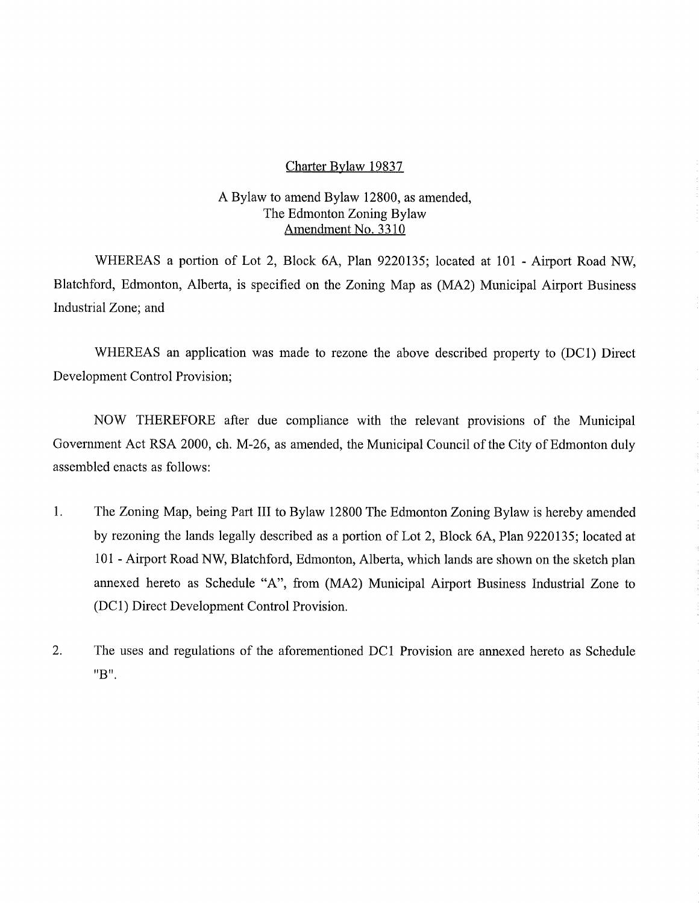Charter Bylaw 19837

A Bylaw to amend Bylaw 12800, as amended,
The Edmonton Zoning Bylaw
Amendment No. 3310

WHEREAS a portion of Lot 2, Block 6A, Plan 9220135; located at 101 - Airport Road NW, Blatchford, Edmonton, Alberta, is specified on the Zoning Map as (MA2) Municipal Airport Business Industrial Zone; and

WHEREAS an application was made to rezone the above described property to (DC1) Direct Development Control Provision;

NOW THEREFORE after due compliance with the relevant provisions of the Municipal Government Act RSA 2000, ch. M-26, as amended, the Municipal Council of the City of Edmonton duly assembled enacts as follows:

1. The Zoning Map, being Part III to Bylaw 12800 The Edmonton Zoning Bylaw is hereby amended by rezoning the lands legally described as a portion of Lot 2, Block 6A, Plan 9220135; located at 101 - Airport Road NW, Blatchford, Edmonton, Alberta, which lands are shown on the sketch plan annexed hereto as Schedule "A", from (MA2) Municipal Airport Business Industrial Zone to (DC1) Direct Development Control Provision.

2. The uses and regulations of the aforementioned DC1 Provision are annexed hereto as Schedule "B".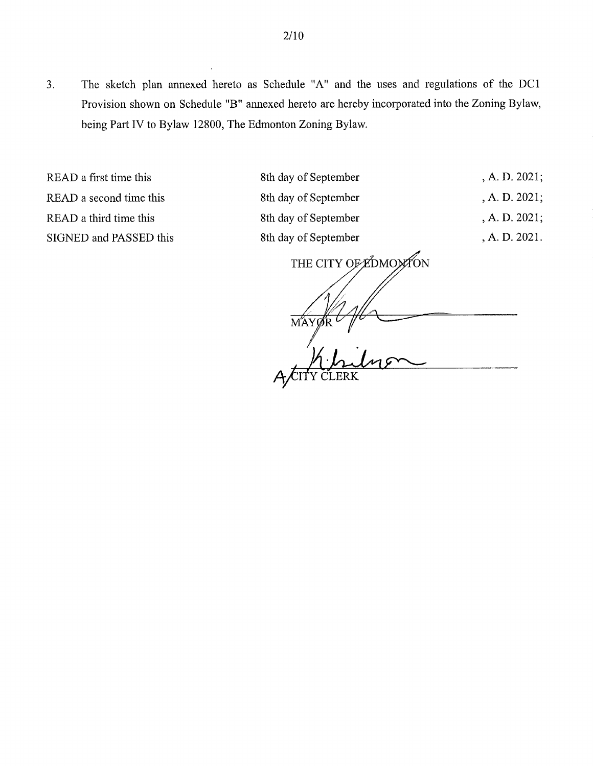3. The sketch plan annexed hereto as Schedule "A" and the uses and regulations of the DC1 Provision shown on Schedule "B" annexed hereto are hereby incorporated into the Zoning Bylaw, being Part IV to Bylaw 12800, The Edmonton Zoning Bylaw.

| | | |
|---|---|---|
| READ a first time this | 8th day of September | , A. D. 2021; |
| READ a second time this | 8th day of September | , A. D. 2021; |
| READ a third time this | 8th day of September | , A. D. 2021; |
| SIGNED and PASSED this | 8th day of September | , A. D. 2021. |

THE CITY OF EDMONTON

MAYOR

A/CITY CLERK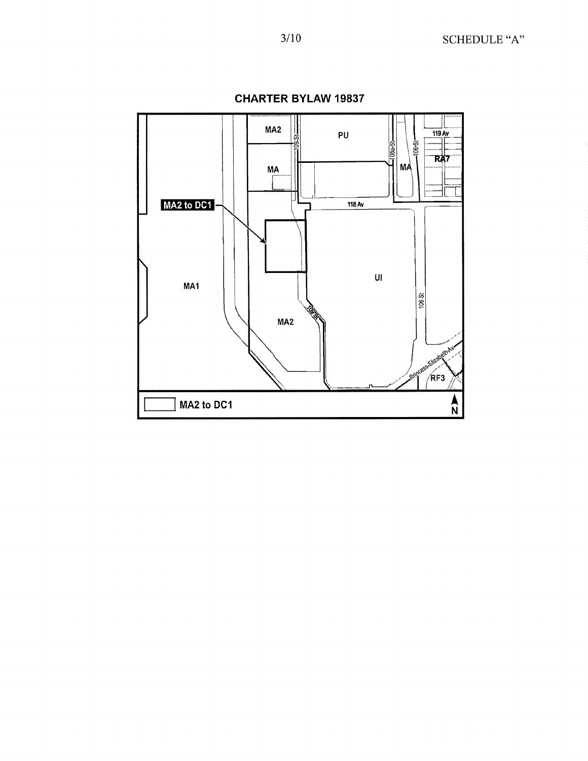SCHEDULE "A"

**CHARTER BYLAW 19837**

MA2 to DC1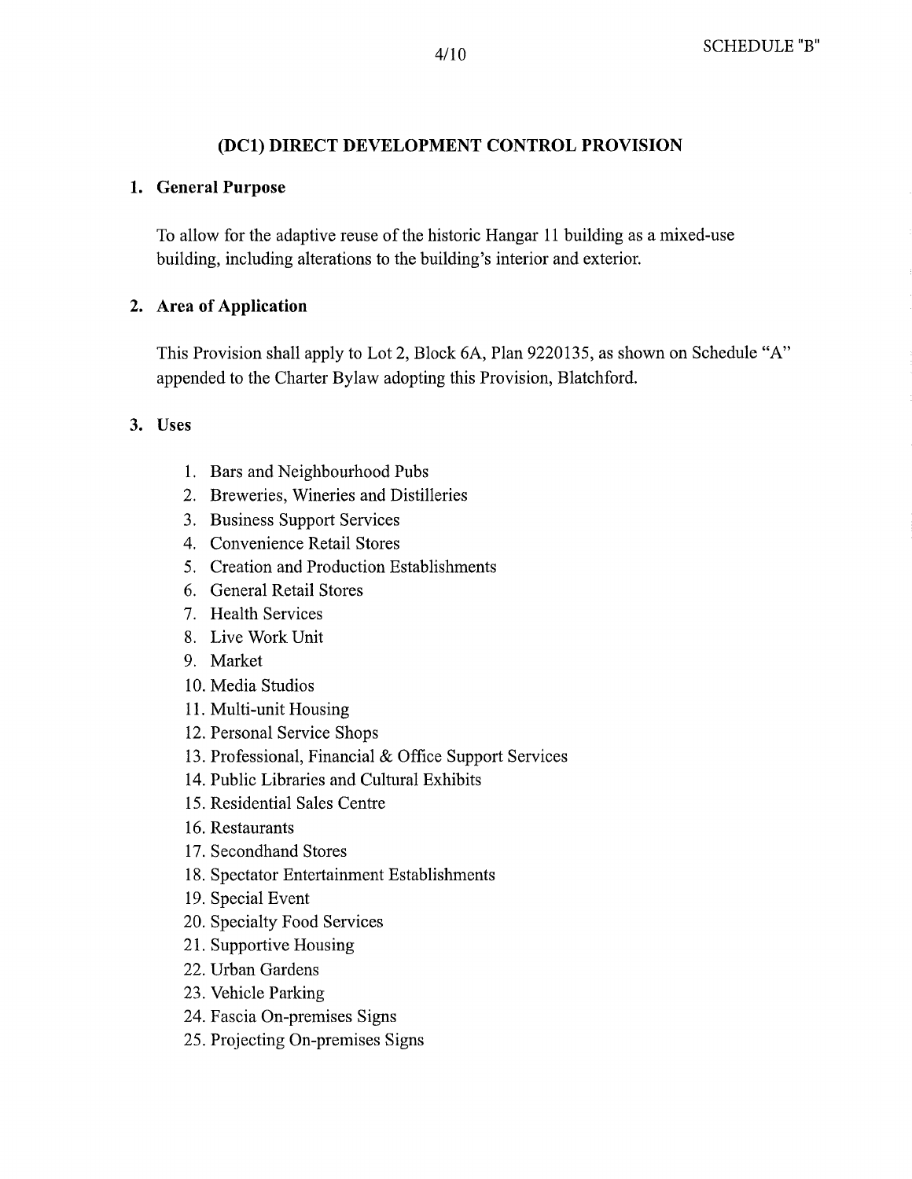SCHEDULE "B"

## (DC1) DIRECT DEVELOPMENT CONTROL PROVISION

### 1. General Purpose

To allow for the adaptive reuse of the historic Hangar 11 building as a mixed-use building, including alterations to the building's interior and exterior.

### 2. Area of Application

This Provision shall apply to Lot 2, Block 6A, Plan 9220135, as shown on Schedule "A" appended to the Charter Bylaw adopting this Provision, Blatchford.

### 3. Uses

1. Bars and Neighbourhood Pubs
2. Breweries, Wineries and Distilleries
3. Business Support Services
4. Convenience Retail Stores
5. Creation and Production Establishments
6. General Retail Stores
7. Health Services
8. Live Work Unit
9. Market
10. Media Studios
11. Multi-unit Housing
12. Personal Service Shops
13. Professional, Financial & Office Support Services
14. Public Libraries and Cultural Exhibits
15. Residential Sales Centre
16. Restaurants
17. Secondhand Stores
18. Spectator Entertainment Establishments
19. Special Event
20. Specialty Food Services
21. Supportive Housing
22. Urban Gardens
23. Vehicle Parking
24. Fascia On-premises Signs
25. Projecting On-premises Signs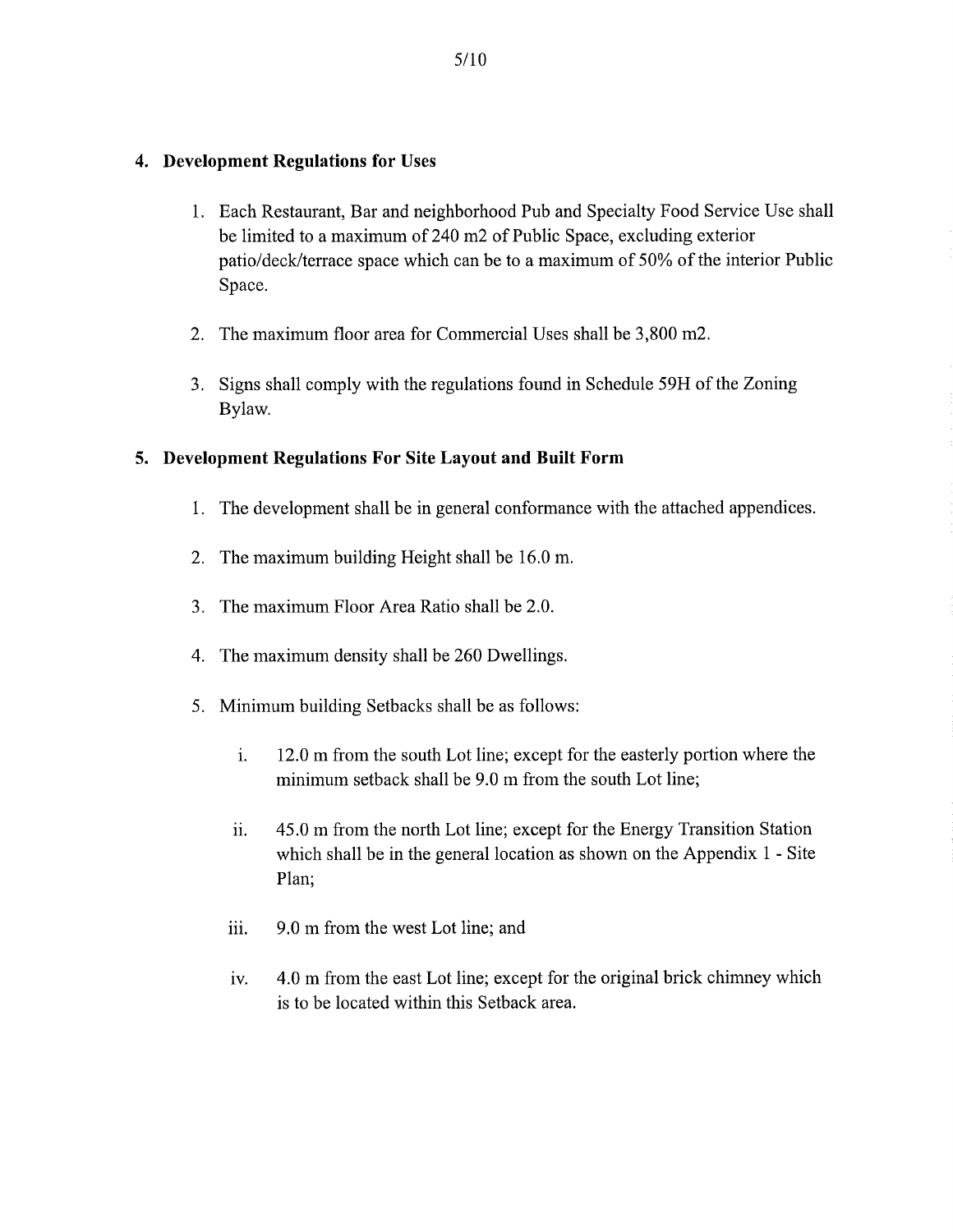## 4. Development Regulations for Uses

1. Each Restaurant, Bar and neighborhood Pub and Specialty Food Service Use shall be limited to a maximum of 240 m2 of Public Space, excluding exterior patio/deck/terrace space which can be to a maximum of 50% of the interior Public Space.

2. The maximum floor area for Commercial Uses shall be 3,800 m2.

3. Signs shall comply with the regulations found in Schedule 59H of the Zoning Bylaw.

## 5. Development Regulations For Site Layout and Built Form

1. The development shall be in general conformance with the attached appendices.

2. The maximum building Height shall be 16.0 m.

3. The maximum Floor Area Ratio shall be 2.0.

4. The maximum density shall be 260 Dwellings.

5. Minimum building Setbacks shall be as follows:

   i. 12.0 m from the south Lot line; except for the easterly portion where the minimum setback shall be 9.0 m from the south Lot line;

   ii. 45.0 m from the north Lot line; except for the Energy Transition Station which shall be in the general location as shown on the Appendix 1 - Site Plan;

   iii. 9.0 m from the west Lot line; and

   iv. 4.0 m from the east Lot line; except for the original brick chimney which is to be located within this Setback area.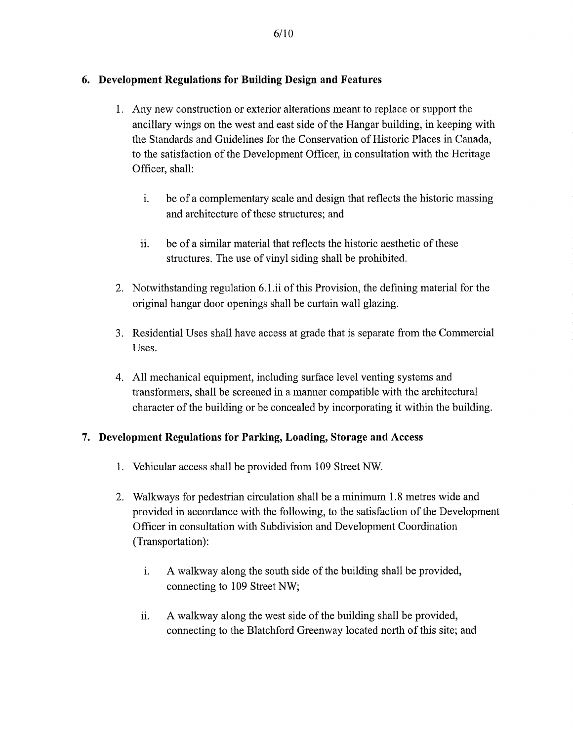## 6. Development Regulations for Building Design and Features

1. Any new construction or exterior alterations meant to replace or support the ancillary wings on the west and east side of the Hangar building, in keeping with the Standards and Guidelines for the Conservation of Historic Places in Canada, to the satisfaction of the Development Officer, in consultation with the Heritage Officer, shall:

   i. be of a complementary scale and design that reflects the historic massing and architecture of these structures; and

   ii. be of a similar material that reflects the historic aesthetic of these structures. The use of vinyl siding shall be prohibited.

2. Notwithstanding regulation 6.1.ii of this Provision, the defining material for the original hangar door openings shall be curtain wall glazing.

3. Residential Uses shall have access at grade that is separate from the Commercial Uses.

4. All mechanical equipment, including surface level venting systems and transformers, shall be screened in a manner compatible with the architectural character of the building or be concealed by incorporating it within the building.

## 7. Development Regulations for Parking, Loading, Storage and Access

1. Vehicular access shall be provided from 109 Street NW.

2. Walkways for pedestrian circulation shall be a minimum 1.8 metres wide and provided in accordance with the following, to the satisfaction of the Development Officer in consultation with Subdivision and Development Coordination (Transportation):

   i. A walkway along the south side of the building shall be provided, connecting to 109 Street NW;

   ii. A walkway along the west side of the building shall be provided, connecting to the Blatchford Greenway located north of this site; and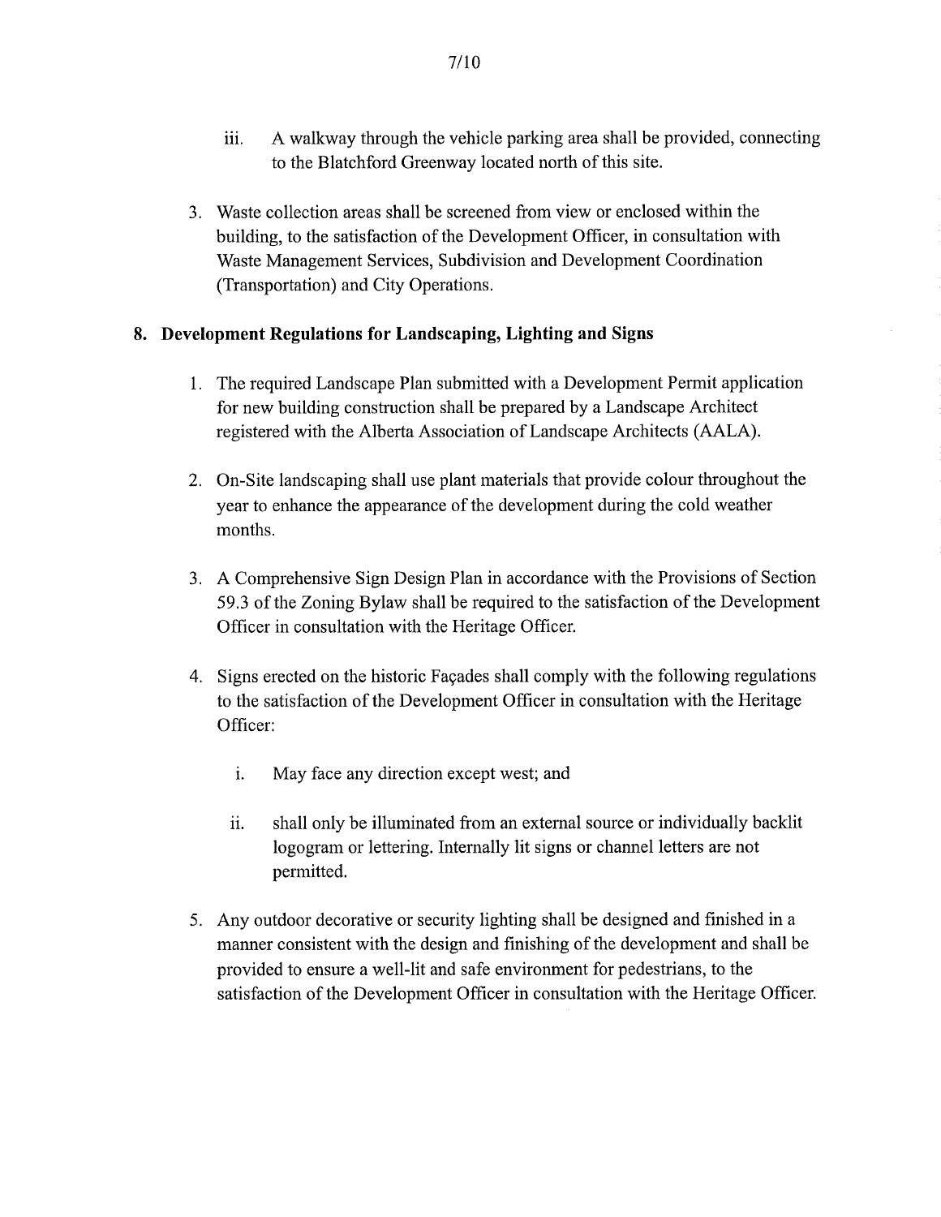iii. A walkway through the vehicle parking area shall be provided, connecting to the Blatchford Greenway located north of this site.

3. Waste collection areas shall be screened from view or enclosed within the building, to the satisfaction of the Development Officer, in consultation with Waste Management Services, Subdivision and Development Coordination (Transportation) and City Operations.

## 8. Development Regulations for Landscaping, Lighting and Signs

1. The required Landscape Plan submitted with a Development Permit application for new building construction shall be prepared by a Landscape Architect registered with the Alberta Association of Landscape Architects (AALA).

2. On-Site landscaping shall use plant materials that provide colour throughout the year to enhance the appearance of the development during the cold weather months.

3. A Comprehensive Sign Design Plan in accordance with the Provisions of Section 59.3 of the Zoning Bylaw shall be required to the satisfaction of the Development Officer in consultation with the Heritage Officer.

4. Signs erected on the historic Façades shall comply with the following regulations to the satisfaction of the Development Officer in consultation with the Heritage Officer:

   i. May face any direction except west; and

   ii. shall only be illuminated from an external source or individually backlit logogram or lettering. Internally lit signs or channel letters are not permitted.

5. Any outdoor decorative or security lighting shall be designed and finished in a manner consistent with the design and finishing of the development and shall be provided to ensure a well-lit and safe environment for pedestrians, to the satisfaction of the Development Officer in consultation with the Heritage Officer.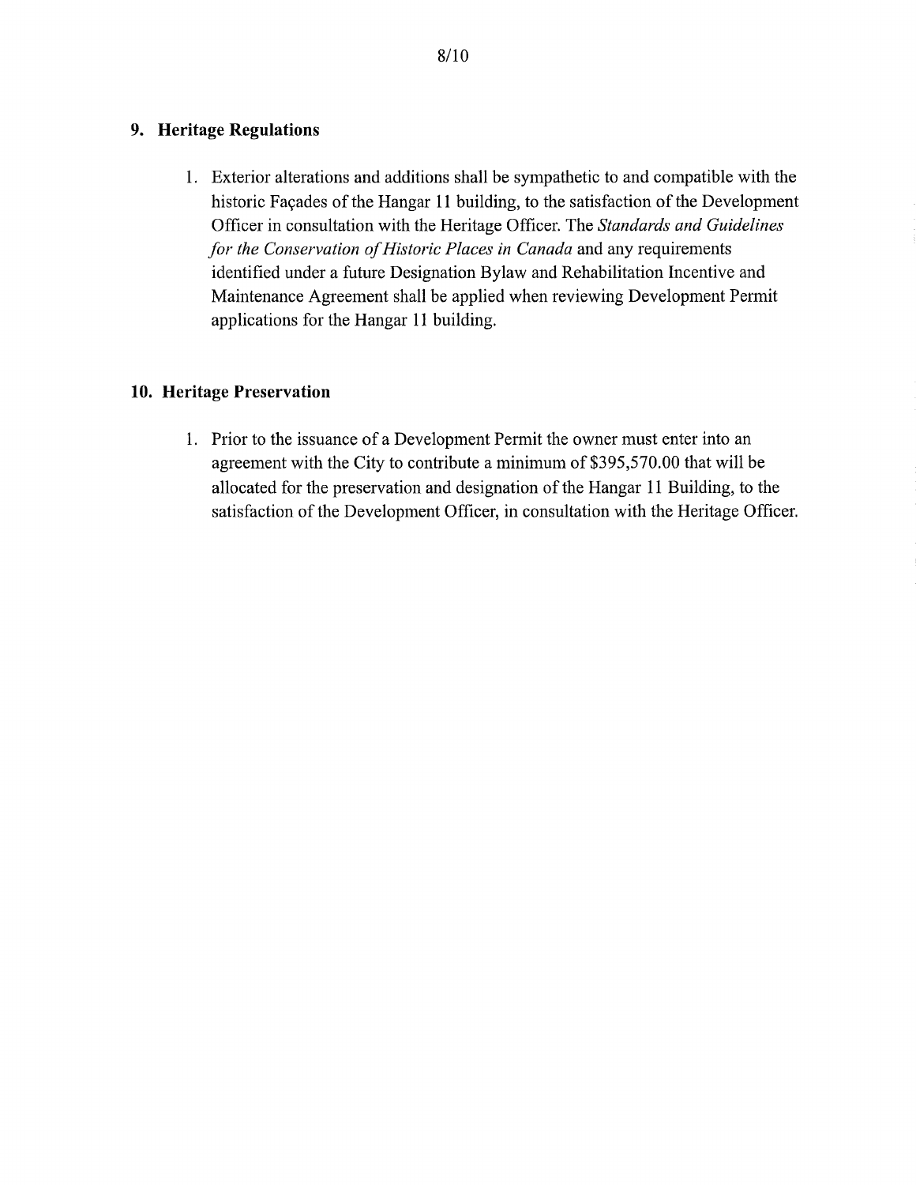## 9. Heritage Regulations

1. Exterior alterations and additions shall be sympathetic to and compatible with the historic Façades of the Hangar 11 building, to the satisfaction of the Development Officer in consultation with the Heritage Officer. The *Standards and Guidelines for the Conservation of Historic Places in Canada* and any requirements identified under a future Designation Bylaw and Rehabilitation Incentive and Maintenance Agreement shall be applied when reviewing Development Permit applications for the Hangar 11 building.

## 10. Heritage Preservation

1. Prior to the issuance of a Development Permit the owner must enter into an agreement with the City to contribute a minimum of $395,570.00 that will be allocated for the preservation and designation of the Hangar 11 Building, to the satisfaction of the Development Officer, in consultation with the Heritage Officer.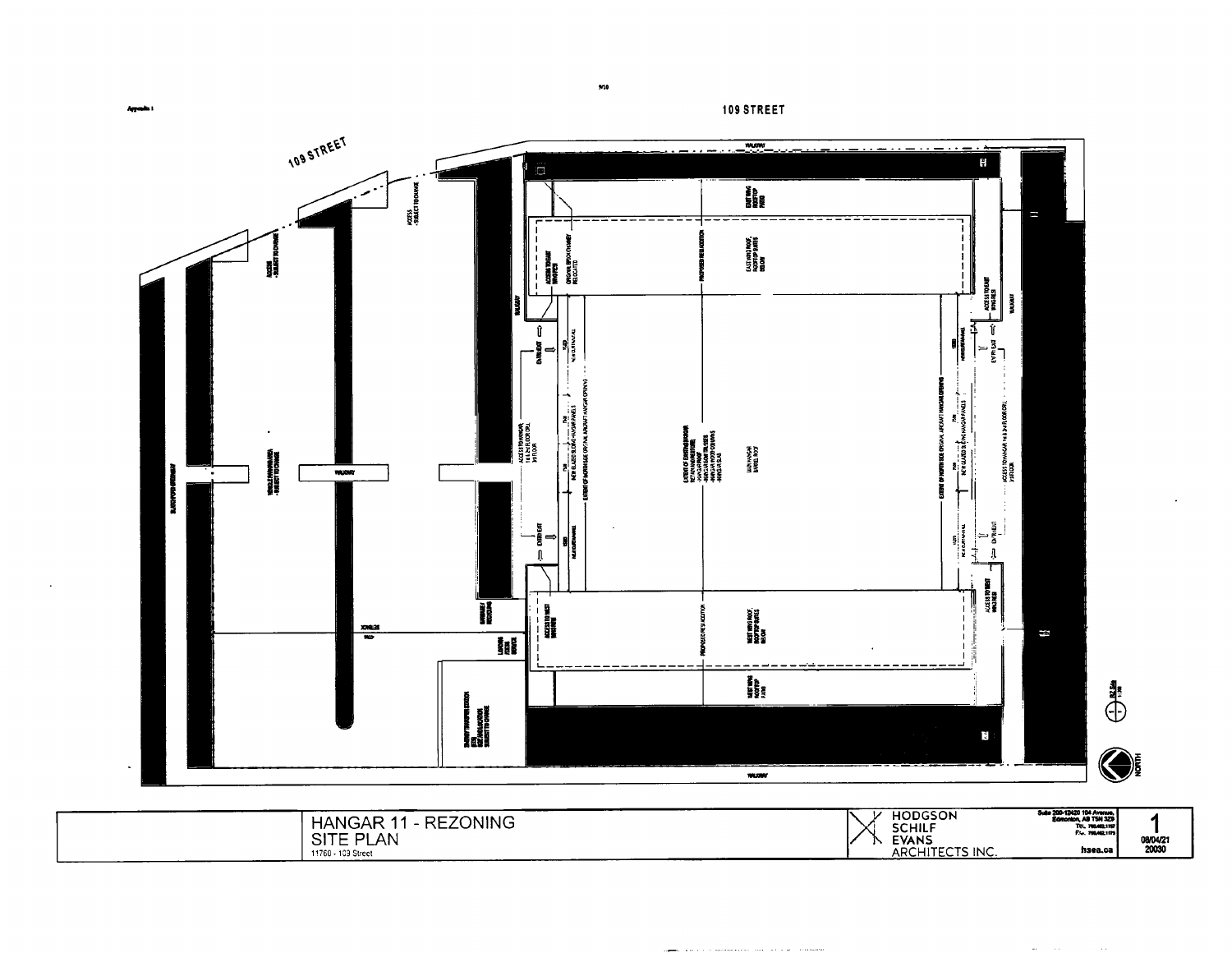Appendix I

109 STREET

109 STREET

WALKWAY

ACCESS - SUBJECT TO CHANGE

ACCESS - SUBJECT TO CHANGE

VEHICLE PARKING AREA - SUBJECT TO CHANGE

WALKWAY

ACCESS TO EAST WING PATIO

ORIGINAL BRICK CHIMNEY RELOCATED

EAST WING ROOFTOP PATIO

PROPOSED NEW ADDITION

EAST WING ROOF, ROOFTOP SUITES BELOW

ACCESS TO EAST WING PATIO

ENTRY/EXIT

ACCESS TO HANGAR, 1st & 2nd FLOOR DRL. 3rd FLOOR

NEW GLAZED SLIDING HANGAR PANELS

EXTENT OF NORTH SIDE ORIGINAL AIRCRAFT HANGAR OPENING

EXTENT OF EXISTING HANGAR RETAIN PARAPETS/ROOF

MAIN HANGAR BARREL ROOF

EXTENT OF NORTH SIDE ORIGINAL AIRCRAFT HANGAR OPENING

NEW GLAZED SLIDING HANGAR PANELS

ACCESS TO HANGAR, 1st & 2nd FLOOR DRL. 3rd FLOOR

ENTRY/EXIT

GARBAGE / RECYCLING

LOADING / ACCESS SERVICE

ACCESS TO WEST WING PATIO

PROPOSED NEW ADDITION

WEST WING ROOF, ROOFTOP SUITES BELOW

ACCESS TO WEST WING PATIO

WEST WING ROOFTOP PATIO

TRANSFORMER LOCATION - SUBJECT TO CHANGE

WALKWAY

NORTH

| HANGAR 11 - REZONING<br>SITE PLAN<br>11760 - 109 Street | HODGSON SCHIFF EVANS ARCHITECTS INC. | Suite 200-12420 104 Avenue, Edmonton, AB T5N 3Z9<br>hsea.ca | 1<br>08/04/21<br>20030 |
|---|---|---|---|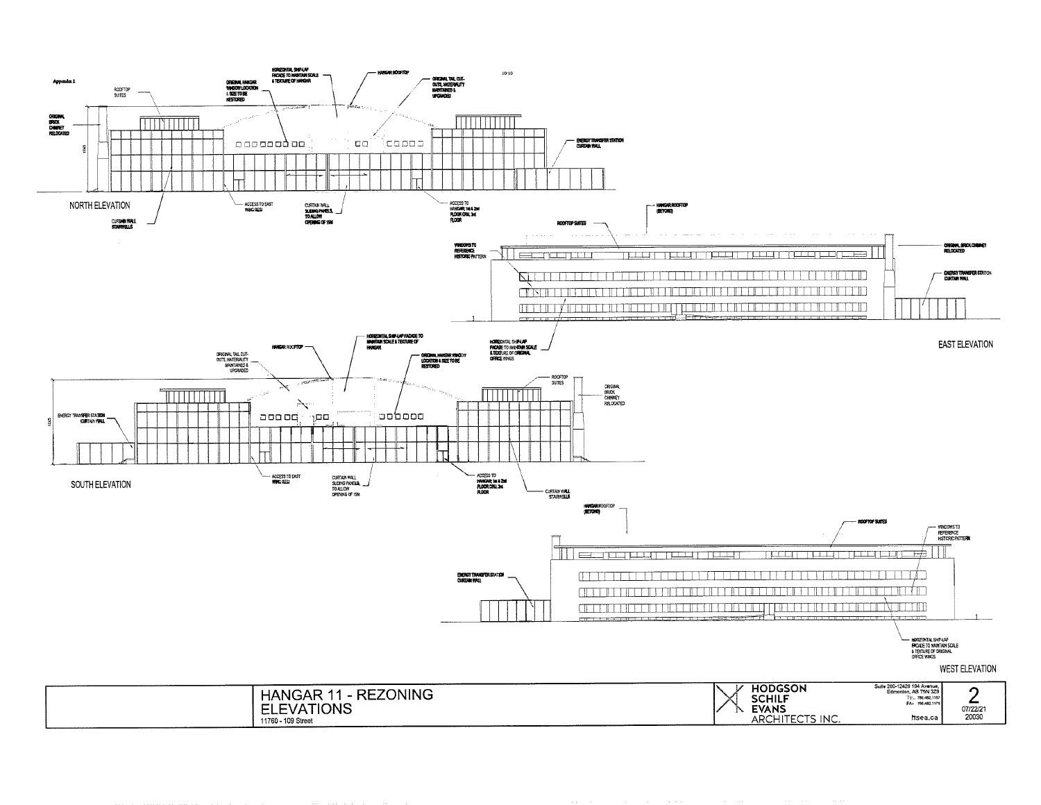Appendix 2

NORTH ELEVATION

ROOFTOP SUITES

ORIGINAL BRICK CHIMNEY RELOCATED

ORIGINAL HANGAR WINDOW LOCATION & SIZE TO BE RESTORED

HORIZONTAL SHIP-LAP FACADE TO MAINTAIN SCALE & TEXTURE OF HANGAR

HANGAR ROOFTOP

ORIGINAL TAIL CUT-OUTS, MATERIALITY MAINTAINED & UPGRADED

ENERGY TRANSFER STATION CURTAIN WALL

CURTAIN WALL STAIRWELLS

ACCESS TO EAST WING RES.

CURTAIN WALL SLIDING PANELS, TO ALLOW OPENING OF 15M

ACCESS TO HANGAR; 1st & 2nd FLOOR CRU, 3rd FLOOR

EAST ELEVATION

HANGAR ROOFTOP (BEYOND)

ROOFTOP SUITES

WINDOWS TO REFERENCE HISTORIC PATTERN

ORIGINAL BRICK CHIMNEY RELOCATED

ENERGY TRANSFER STATION CURTAIN WALL

HORIZONTAL SHIP-LAP FACADE TO MAINTAIN SCALE & TEXTURE OF ORIGINAL OFFICE WINGS

SOUTH ELEVATION

HANGAR ROOFTOP

HORIZONTAL SHIP-LAP FACADE TO MAINTAIN SCALE & TEXTURE OF HANGAR

ORIGINAL TAIL CUT-OUTS, MATERIALITY MAINTAINED & UPGRADED

ORIGINAL HANGAR WINDOW LOCATION & SIZE TO BE RESTORED

ROOFTOP SUITES

ORIGINAL BRICK CHIMNEY RELOCATED

ENERGY TRANSFER STATION CURTAIN WALL

ACCESS TO EAST WING RES.

CURTAIN WALL SLIDING PANELS, TO ALLOW OPENING OF 15M

ACCESS TO HANGAR; 1st & 2nd FLOOR CRU, 3rd FLOOR

CURTAIN WALL STAIRWELLS

WEST ELEVATION

HANGAR ROOFTOP (BEYOND)

ROOFTOP SUITES

WINDOWS TO REFERENCE HISTORIC PATTERN

ENERGY TRANSFER STATION CURTAIN WALL

HORIZONTAL SHIP-LAP FACADE TO MAINTAIN SCALE & TEXTURE OF ORIGINAL OFFICE WINGS

# HANGAR 11 - REZONING ELEVATIONS

11760 - 109 Street

HODGSON SCHILF EVANS ARCHITECTS INC.

Suite 200-12420 104 Avenue, Edmonton, AB T5N 3Z9

TEL. 780.482.1157

FAX. 780.482.1175

hsea.ca

2

07/22/21

20030